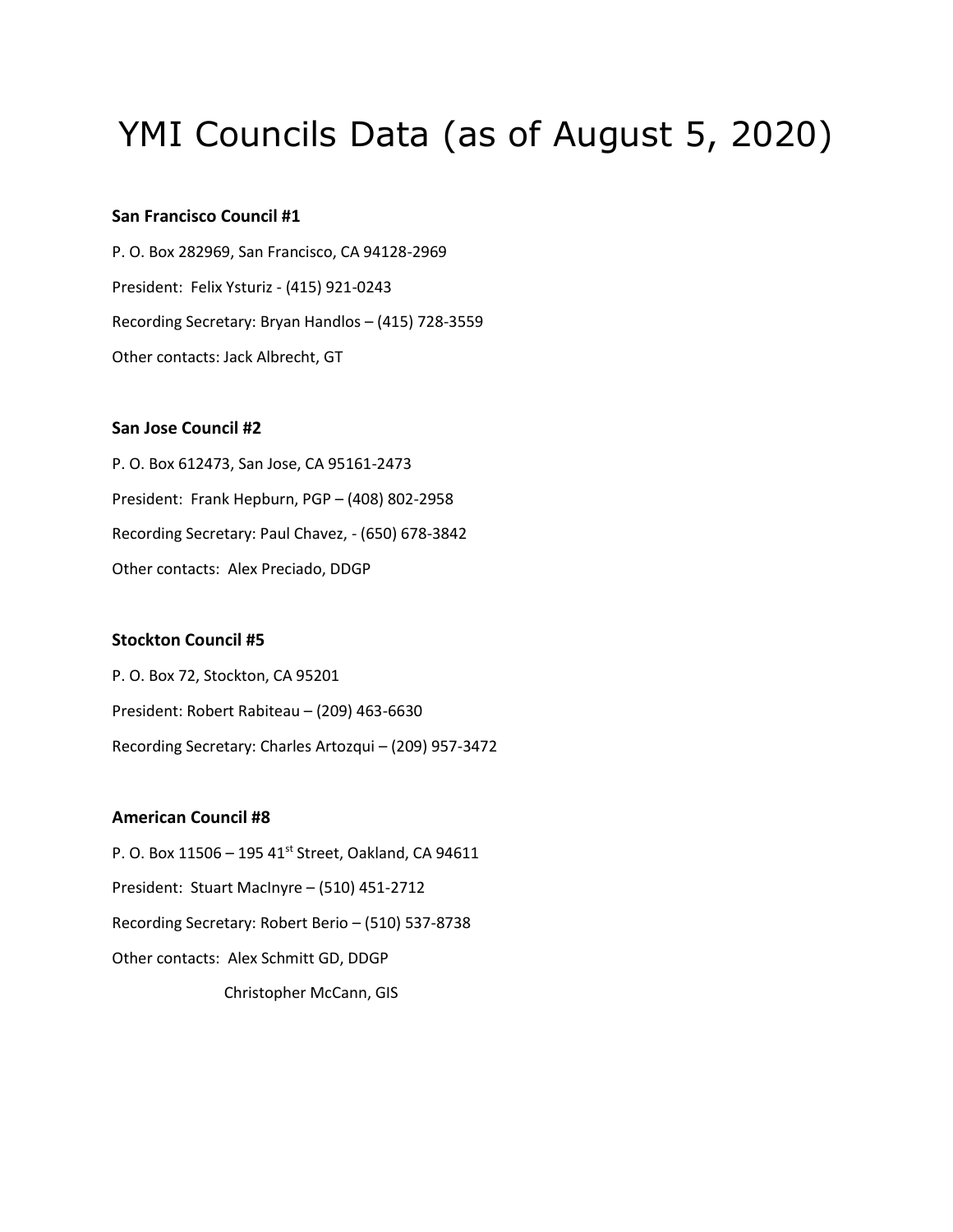# YMI Councils Data (as of August 5, 2020)

**San Francisco Council #1**

P. O. Box 282969, San Francisco, CA 94128-2969

President: Felix Ysturiz - (415) 921-0243

Recording Secretary: Bryan Handlos – (415) 728-3559

Other contacts: Jack Albrecht, GT

**San Jose Council #2**

P. O. Box 612473, San Jose, CA 95161-2473

President: Frank Hepburn, PGP – (408) 802-2958

Recording Secretary: Paul Chavez, - (650) 678-3842

Other contacts: Alex Preciado, DDGP

**Stockton Council #5**

P. O. Box 72, Stockton, CA 95201

President: Robert Rabiteau – (209) 463-6630

Recording Secretary: Charles Artozqui – (209) 957-3472

**American Council #8**

P. O. Box 11506 – 195 41st Street, Oakland, CA 94611

President: Stuart MacInyre – (510) 451-2712

Recording Secretary: Robert Berio – (510) 537-8738

Other contacts: Alex Schmitt GD, DDGP

Christopher McCann, GIS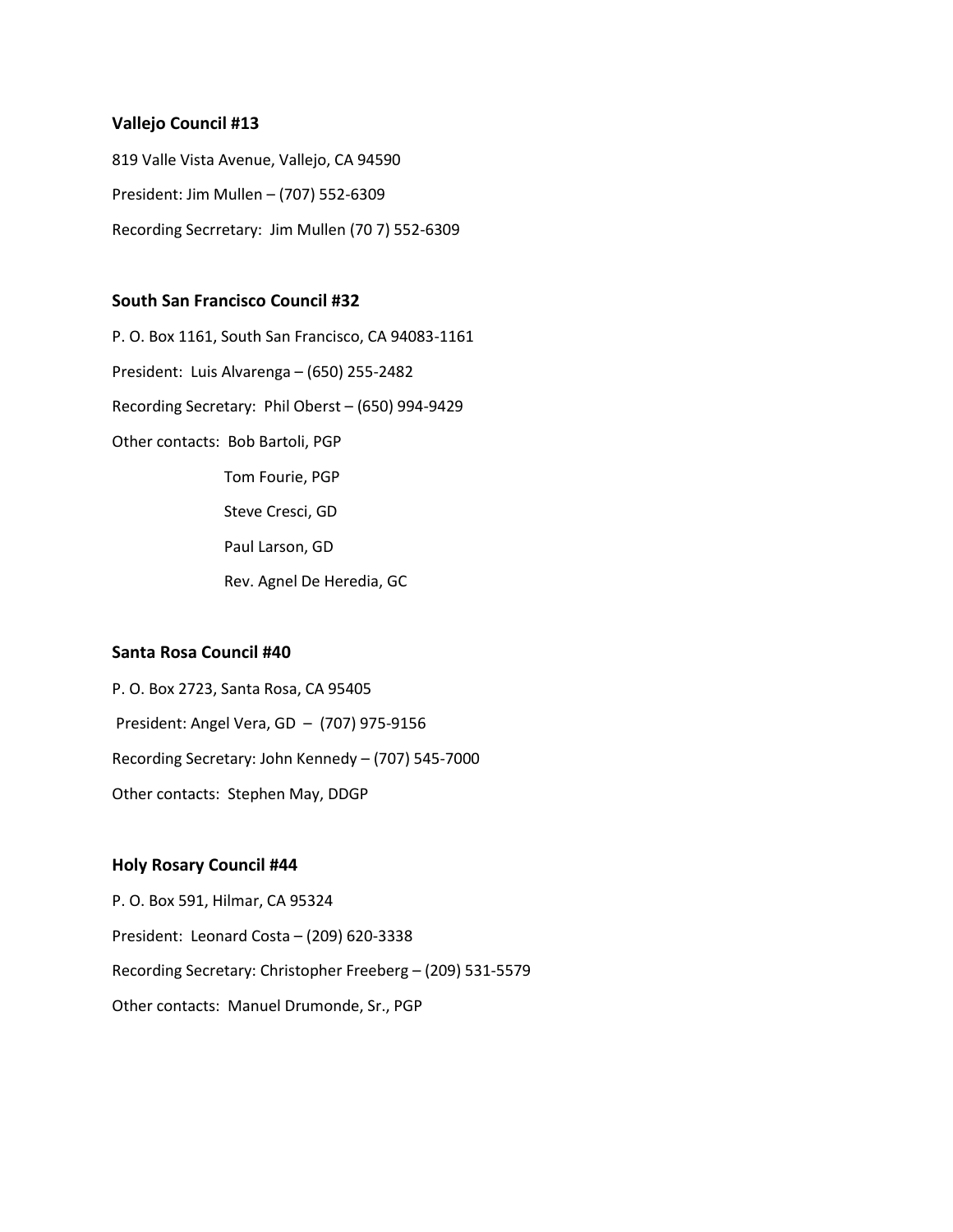**Vallejo Council #13**

819 Valle Vista Avenue, Vallejo, CA 94590

President: Jim Mullen – (707) 552-6309

Recording Secrretary: Jim Mullen (70 7) 552-6309

**South San Francisco Council #32**

P. O. Box 1161, South San Francisco, CA 94083-1161

President: Luis Alvarenga – (650) 255-2482

Recording Secretary: Phil Oberst – (650) 994-9429

Other contacts: Bob Bartoli, PGP

Tom Fourie, PGP

Steve Cresci, GD

Paul Larson, GD

Rev. Agnel De Heredia, GC

**Santa Rosa Council #40**

P. O. Box 2723, Santa Rosa, CA 95405

President: Angel Vera, GD – (707) 975-9156

Recording Secretary: John Kennedy – (707) 545-7000

Other contacts: Stephen May, DDGP

**Holy Rosary Council #44**

P. O. Box 591, Hilmar, CA 95324

President: Leonard Costa – (209) 620-3338

Recording Secretary: Christopher Freeberg – (209) 531-5579

Other contacts: Manuel Drumonde, Sr., PGP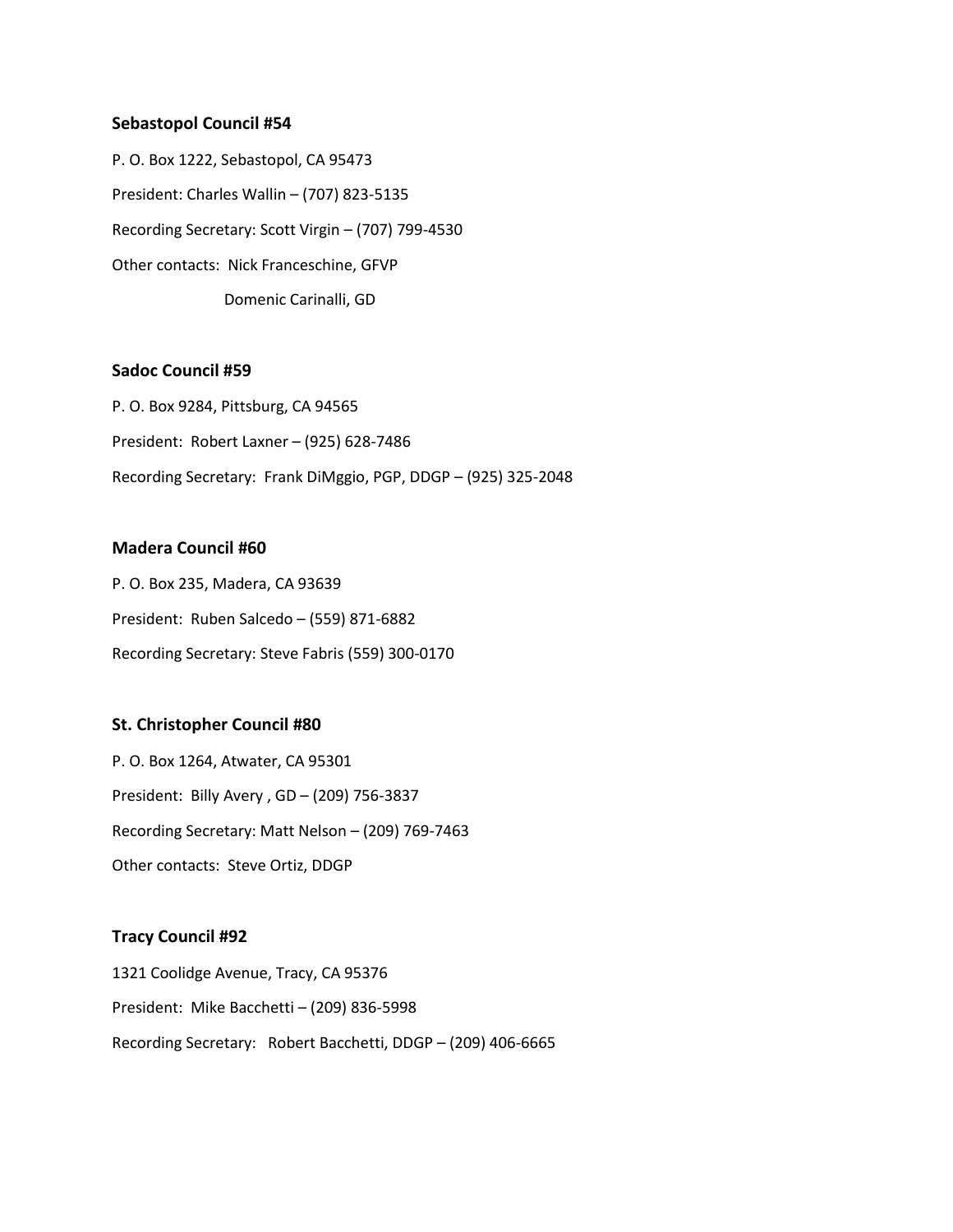**Sebastopol Council #54**

P. O. Box 1222, Sebastopol, CA 95473

President: Charles Wallin – (707) 823-5135

Recording Secretary: Scott Virgin – (707) 799-4530

Other contacts: Nick Franceschine, GFVP

Domenic Carinalli, GD

**Sadoc Council #59**

P. O. Box 9284, Pittsburg, CA 94565

President: Robert Laxner – (925) 628-7486

Recording Secretary: Frank DiMggio, PGP, DDGP – (925) 325-2048

**Madera Council #60**

P. O. Box 235, Madera, CA 93639

President: Ruben Salcedo – (559) 871-6882

Recording Secretary: Steve Fabris (559) 300-0170

**St. Christopher Council #80**

P. O. Box 1264, Atwater, CA 95301

President: Billy Avery , GD – (209) 756-3837

Recording Secretary: Matt Nelson – (209) 769-7463

Other contacts: Steve Ortiz, DDGP

**Tracy Council #92**

1321 Coolidge Avenue, Tracy, CA 95376

President: Mike Bacchetti – (209) 836-5998

Recording Secretary: Robert Bacchetti, DDGP – (209) 406-6665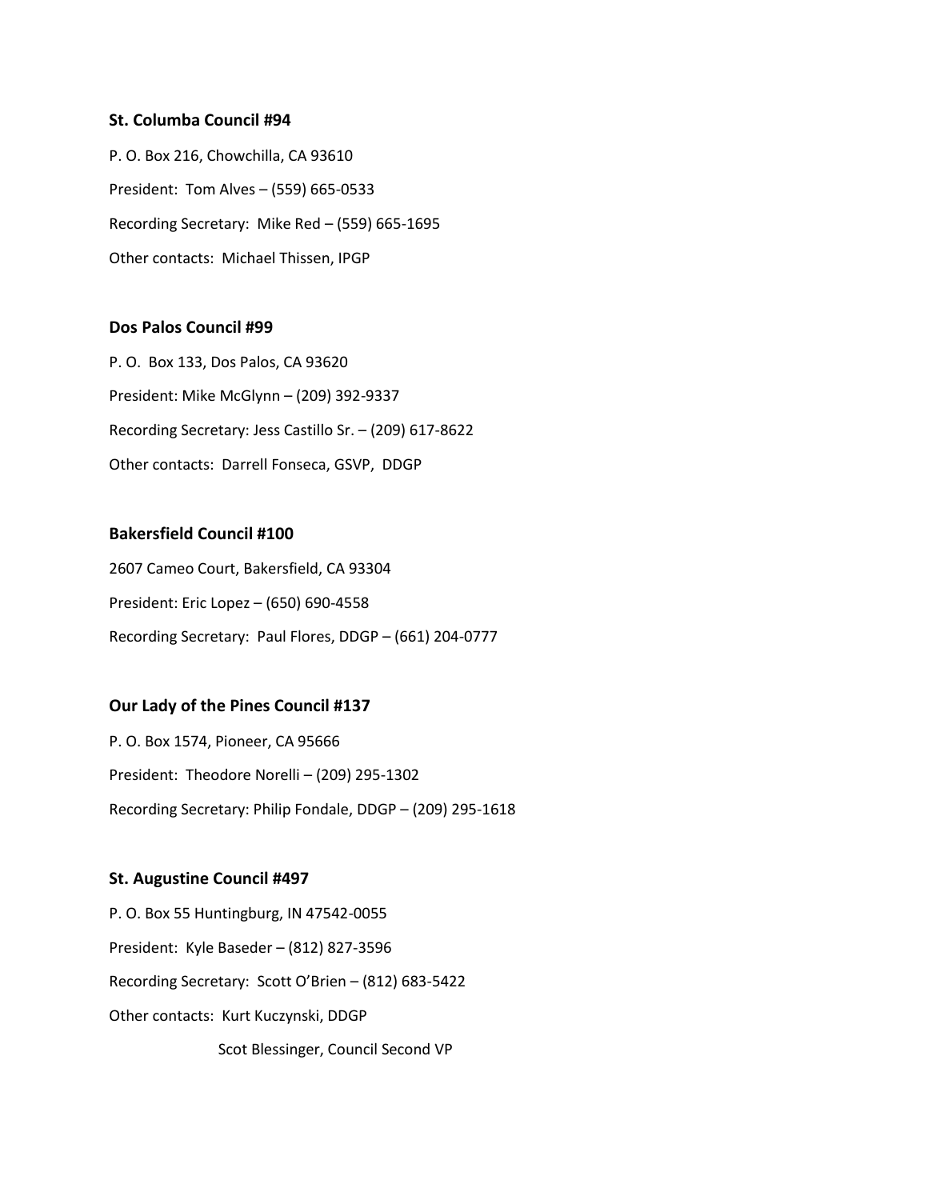**St. Columba Council #94**

P. O. Box 216, Chowchilla, CA 93610

President: Tom Alves – (559) 665-0533

Recording Secretary: Mike Red – (559) 665-1695

Other contacts: Michael Thissen, IPGP

**Dos Palos Council #99**

P. O. Box 133, Dos Palos, CA 93620

President: Mike McGlynn – (209) 392-9337

Recording Secretary: Jess Castillo Sr. – (209) 617-8622

Other contacts: Darrell Fonseca, GSVP, DDGP

**Bakersfield Council #100**

2607 Cameo Court, Bakersfield, CA 93304

President: Eric Lopez – (650) 690-4558

Recording Secretary: Paul Flores, DDGP – (661) 204-0777

**Our Lady of the Pines Council #137**

P. O. Box 1574, Pioneer, CA 95666

President: Theodore Norelli – (209) 295-1302

Recording Secretary: Philip Fondale, DDGP – (209) 295-1618

**St. Augustine Council #497**

P. O. Box 55 Huntingburg, IN 47542-0055

President: Kyle Baseder – (812) 827-3596

Recording Secretary: Scott O'Brien – (812) 683-5422

Other contacts: Kurt Kuczynski, DDGP

Scot Blessinger, Council Second VP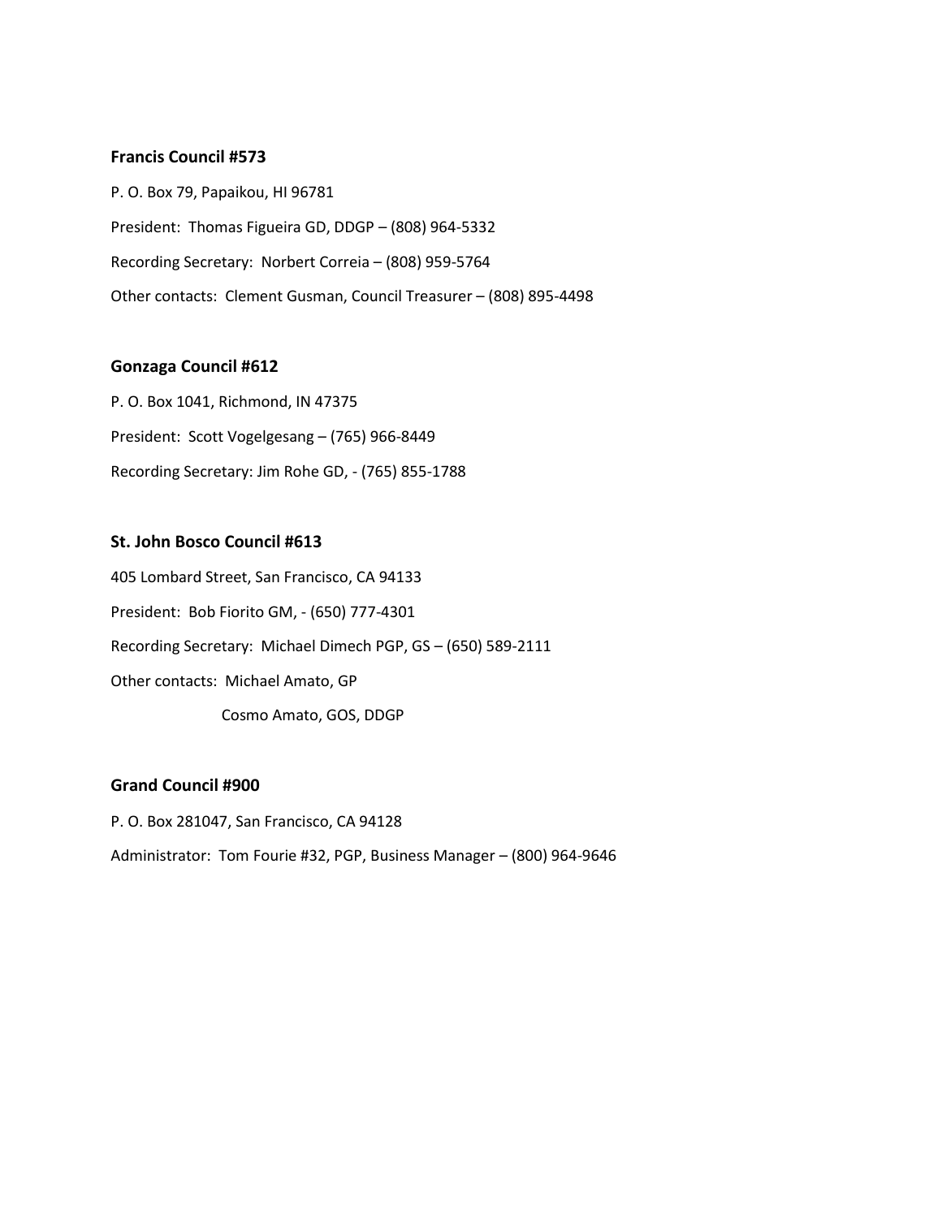**Francis Council #573**

P. O. Box 79, Papaikou, HI 96781

President: Thomas Figueira GD, DDGP – (808) 964-5332

Recording Secretary: Norbert Correia – (808) 959-5764

Other contacts: Clement Gusman, Council Treasurer – (808) 895-4498

**Gonzaga Council #612**

P. O. Box 1041, Richmond, IN 47375

President: Scott Vogelgesang – (765) 966-8449

Recording Secretary: Jim Rohe GD, - (765) 855-1788

**St. John Bosco Council #613**

405 Lombard Street, San Francisco, CA 94133

President: Bob Fiorito GM, - (650) 777-4301

Recording Secretary: Michael Dimech PGP, GS – (650) 589-2111

Other contacts: Michael Amato, GP

Cosmo Amato, GOS, DDGP

**Grand Council #900**

P. O. Box 281047, San Francisco, CA 94128

Administrator: Tom Fourie #32, PGP, Business Manager – (800) 964-9646